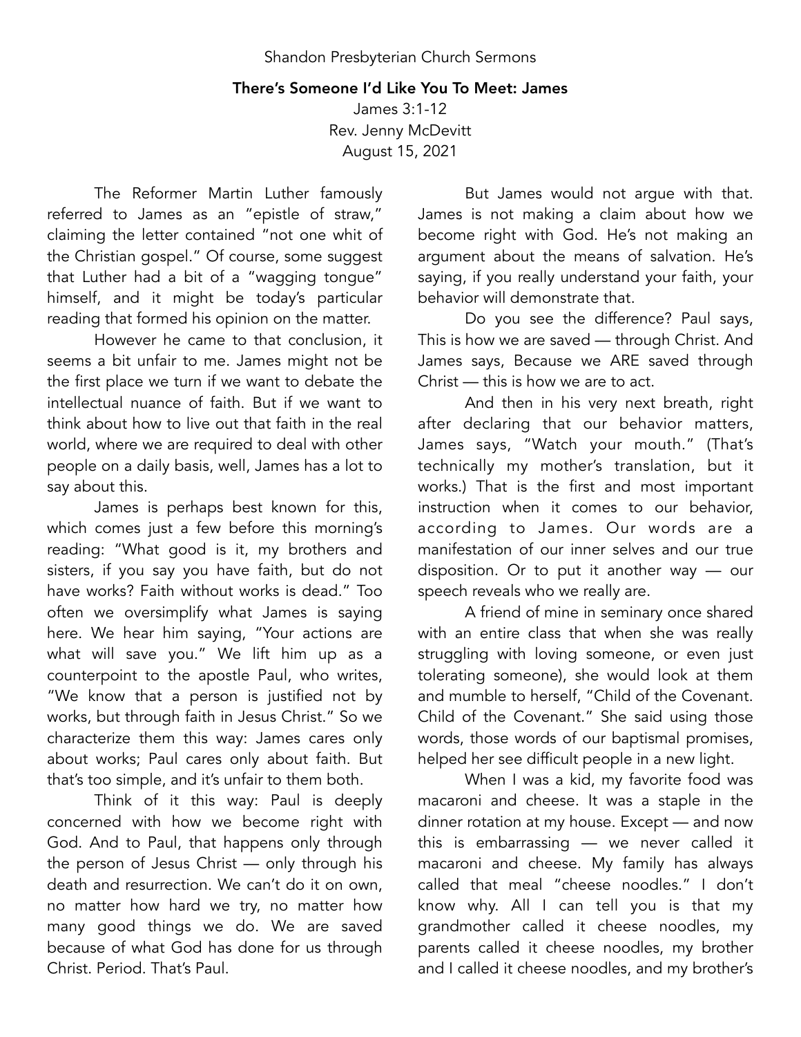Shandon Presbyterian Church Sermons

# There's Someone I'd Like You To Meet: James

James 3:1-12
Rev. Jenny McDevitt
August 15, 2021

The Reformer Martin Luther famously referred to James as an "epistle of straw," claiming the letter contained "not one whit of the Christian gospel." Of course, some suggest that Luther had a bit of a "wagging tongue" himself, and it might be today's particular reading that formed his opinion on the matter.

However he came to that conclusion, it seems a bit unfair to me. James might not be the first place we turn if we want to debate the intellectual nuance of faith. But if we want to think about how to live out that faith in the real world, where we are required to deal with other people on a daily basis, well, James has a lot to say about this.

James is perhaps best known for this, which comes just a few before this morning's reading: "What good is it, my brothers and sisters, if you say you have faith, but do not have works? Faith without works is dead." Too often we oversimplify what James is saying here. We hear him saying, "Your actions are what will save you." We lift him up as a counterpoint to the apostle Paul, who writes, "We know that a person is justified not by works, but through faith in Jesus Christ." So we characterize them this way: James cares only about works; Paul cares only about faith. But that's too simple, and it's unfair to them both.

Think of it this way: Paul is deeply concerned with how we become right with God. And to Paul, that happens only through the person of Jesus Christ — only through his death and resurrection. We can't do it on own, no matter how hard we try, no matter how many good things we do. We are saved because of what God has done for us through Christ. Period. That's Paul.

But James would not argue with that. James is not making a claim about how we become right with God. He's not making an argument about the means of salvation. He's saying, if you really understand your faith, your behavior will demonstrate that.

Do you see the difference? Paul says, This is how we are saved — through Christ. And James says, Because we ARE saved through Christ — this is how we are to act.

And then in his very next breath, right after declaring that our behavior matters, James says, "Watch your mouth." (That's technically my mother's translation, but it works.) That is the first and most important instruction when it comes to our behavior, according to James. Our words are a manifestation of our inner selves and our true disposition. Or to put it another way — our speech reveals who we really are.

A friend of mine in seminary once shared with an entire class that when she was really struggling with loving someone, or even just tolerating someone), she would look at them and mumble to herself, "Child of the Covenant. Child of the Covenant." She said using those words, those words of our baptismal promises, helped her see difficult people in a new light.

When I was a kid, my favorite food was macaroni and cheese. It was a staple in the dinner rotation at my house. Except — and now this is embarrassing — we never called it macaroni and cheese. My family has always called that meal "cheese noodles." I don't know why. All I can tell you is that my grandmother called it cheese noodles, my parents called it cheese noodles, my brother and I called it cheese noodles, and my brother's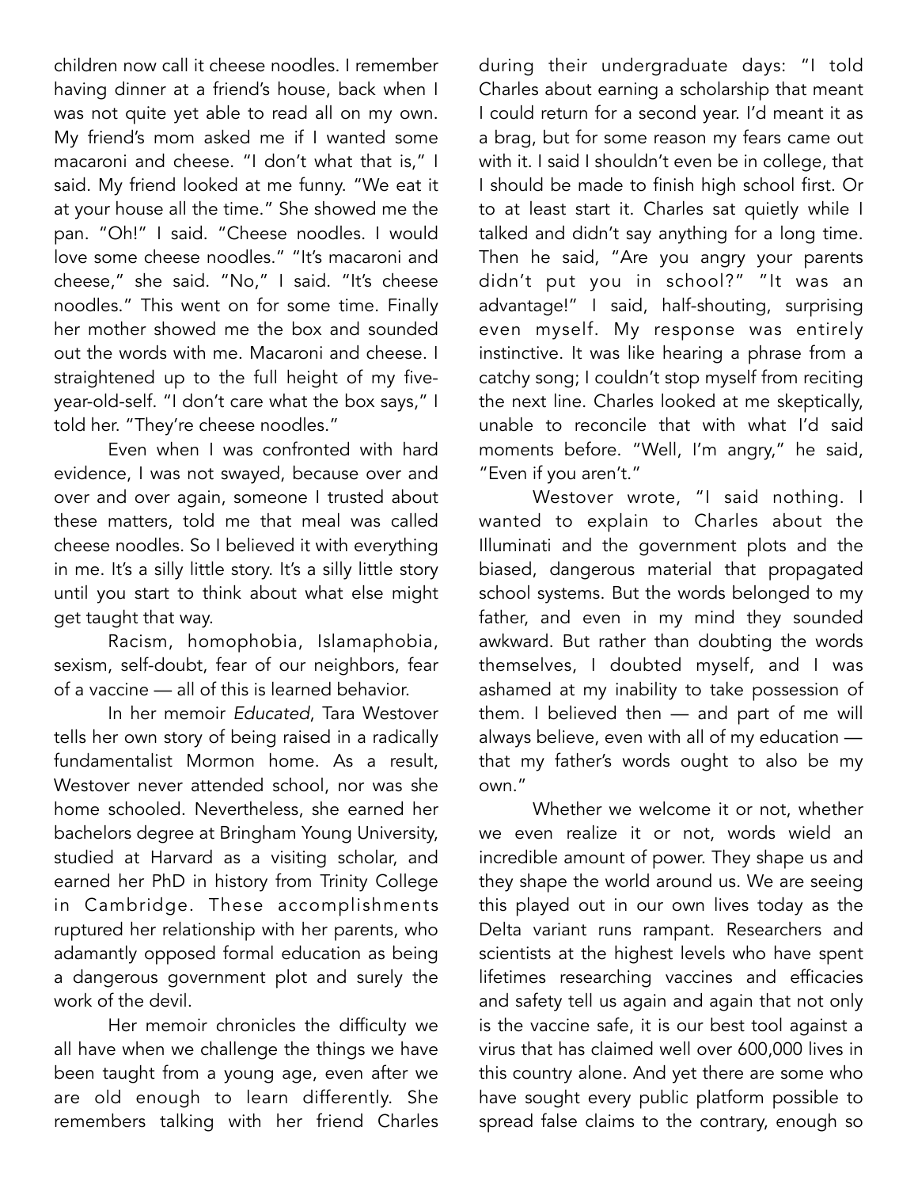children now call it cheese noodles. I remember having dinner at a friend's house, back when I was not quite yet able to read all on my own. My friend's mom asked me if I wanted some macaroni and cheese. "I don't what that is," I said. My friend looked at me funny. "We eat it at your house all the time." She showed me the pan. "Oh!" I said. "Cheese noodles. I would love some cheese noodles." "It's macaroni and cheese," she said. "No," I said. "It's cheese noodles." This went on for some time. Finally her mother showed me the box and sounded out the words with me. Macaroni and cheese. I straightened up to the full height of my five-year-old-self. "I don't care what the box says," I told her. "They're cheese noodles."

Even when I was confronted with hard evidence, I was not swayed, because over and over and over again, someone I trusted about these matters, told me that meal was called cheese noodles. So I believed it with everything in me. It's a silly little story. It's a silly little story until you start to think about what else might get taught that way.

Racism, homophobia, Islamaphobia, sexism, self-doubt, fear of our neighbors, fear of a vaccine — all of this is learned behavior.

In her memoir *Educated*, Tara Westover tells her own story of being raised in a radically fundamentalist Mormon home. As a result, Westover never attended school, nor was she home schooled. Nevertheless, she earned her bachelors degree at Bringham Young University, studied at Harvard as a visiting scholar, and earned her PhD in history from Trinity College in Cambridge. These accomplishments ruptured her relationship with her parents, who adamantly opposed formal education as being a dangerous government plot and surely the work of the devil.

Her memoir chronicles the difficulty we all have when we challenge the things we have been taught from a young age, even after we are old enough to learn differently. She remembers talking with her friend Charles during their undergraduate days: "I told Charles about earning a scholarship that meant I could return for a second year. I'd meant it as a brag, but for some reason my fears came out with it. I said I shouldn't even be in college, that I should be made to finish high school first. Or to at least start it. Charles sat quietly while I talked and didn't say anything for a long time. Then he said, "Are you angry your parents didn't put you in school?" "It was an advantage!" I said, half-shouting, surprising even myself. My response was entirely instinctive. It was like hearing a phrase from a catchy song; I couldn't stop myself from reciting the next line. Charles looked at me skeptically, unable to reconcile that with what I'd said moments before. "Well, I'm angry," he said, "Even if you aren't."

Westover wrote, "I said nothing. I wanted to explain to Charles about the Illuminati and the government plots and the biased, dangerous material that propagated school systems. But the words belonged to my father, and even in my mind they sounded awkward. But rather than doubting the words themselves, I doubted myself, and I was ashamed at my inability to take possession of them. I believed then — and part of me will always believe, even with all of my education — that my father's words ought to also be my own."

Whether we welcome it or not, whether we even realize it or not, words wield an incredible amount of power. They shape us and they shape the world around us. We are seeing this played out in our own lives today as the Delta variant runs rampant. Researchers and scientists at the highest levels who have spent lifetimes researching vaccines and efficacies and safety tell us again and again that not only is the vaccine safe, it is our best tool against a virus that has claimed well over 600,000 lives in this country alone. And yet there are some who have sought every public platform possible to spread false claims to the contrary, enough so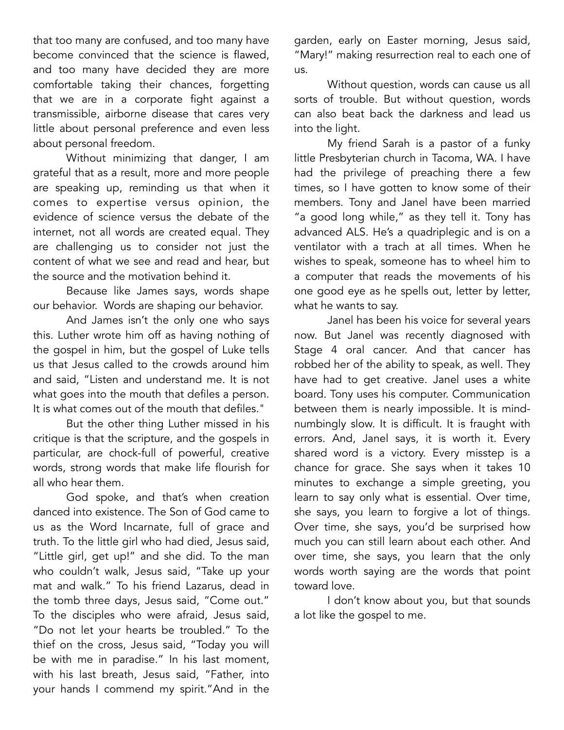that too many are confused, and too many have become convinced that the science is flawed, and too many have decided they are more comfortable taking their chances, forgetting that we are in a corporate fight against a transmissible, airborne disease that cares very little about personal preference and even less about personal freedom.

Without minimizing that danger, I am grateful that as a result, more and more people are speaking up, reminding us that when it comes to expertise versus opinion, the evidence of science versus the debate of the internet, not all words are created equal. They are challenging us to consider not just the content of what we see and read and hear, but the source and the motivation behind it.

Because like James says, words shape our behavior. Words are shaping our behavior.

And James isn't the only one who says this. Luther wrote him off as having nothing of the gospel in him, but the gospel of Luke tells us that Jesus called to the crowds around him and said, "Listen and understand me. It is not what goes into the mouth that defiles a person. It is what comes out of the mouth that defiles."

But the other thing Luther missed in his critique is that the scripture, and the gospels in particular, are chock-full of powerful, creative words, strong words that make life flourish for all who hear them.

God spoke, and that's when creation danced into existence. The Son of God came to us as the Word Incarnate, full of grace and truth. To the little girl who had died, Jesus said, "Little girl, get up!" and she did. To the man who couldn't walk, Jesus said, "Take up your mat and walk." To his friend Lazarus, dead in the tomb three days, Jesus said, "Come out." To the disciples who were afraid, Jesus said, "Do not let your hearts be troubled." To the thief on the cross, Jesus said, "Today you will be with me in paradise." In his last moment, with his last breath, Jesus said, "Father, into your hands I commend my spirit."And in the garden, early on Easter morning, Jesus said, "Mary!" making resurrection real to each one of us.

Without question, words can cause us all sorts of trouble. But without question, words can also beat back the darkness and lead us into the light.

My friend Sarah is a pastor of a funky little Presbyterian church in Tacoma, WA. I have had the privilege of preaching there a few times, so I have gotten to know some of their members. Tony and Janel have been married "a good long while," as they tell it. Tony has advanced ALS. He's a quadriplegic and is on a ventilator with a trach at all times. When he wishes to speak, someone has to wheel him to a computer that reads the movements of his one good eye as he spells out, letter by letter, what he wants to say.

Janel has been his voice for several years now. But Janel was recently diagnosed with Stage 4 oral cancer. And that cancer has robbed her of the ability to speak, as well. They have had to get creative. Janel uses a white board. Tony uses his computer. Communication between them is nearly impossible. It is mind-numbingly slow. It is difficult. It is fraught with errors. And, Janel says, it is worth it. Every shared word is a victory. Every misstep is a chance for grace. She says when it takes 10 minutes to exchange a simple greeting, you learn to say only what is essential. Over time, she says, you learn to forgive a lot of things. Over time, she says, you'd be surprised how much you can still learn about each other. And over time, she says, you learn that the only words worth saying are the words that point toward love.

I don't know about you, but that sounds a lot like the gospel to me.